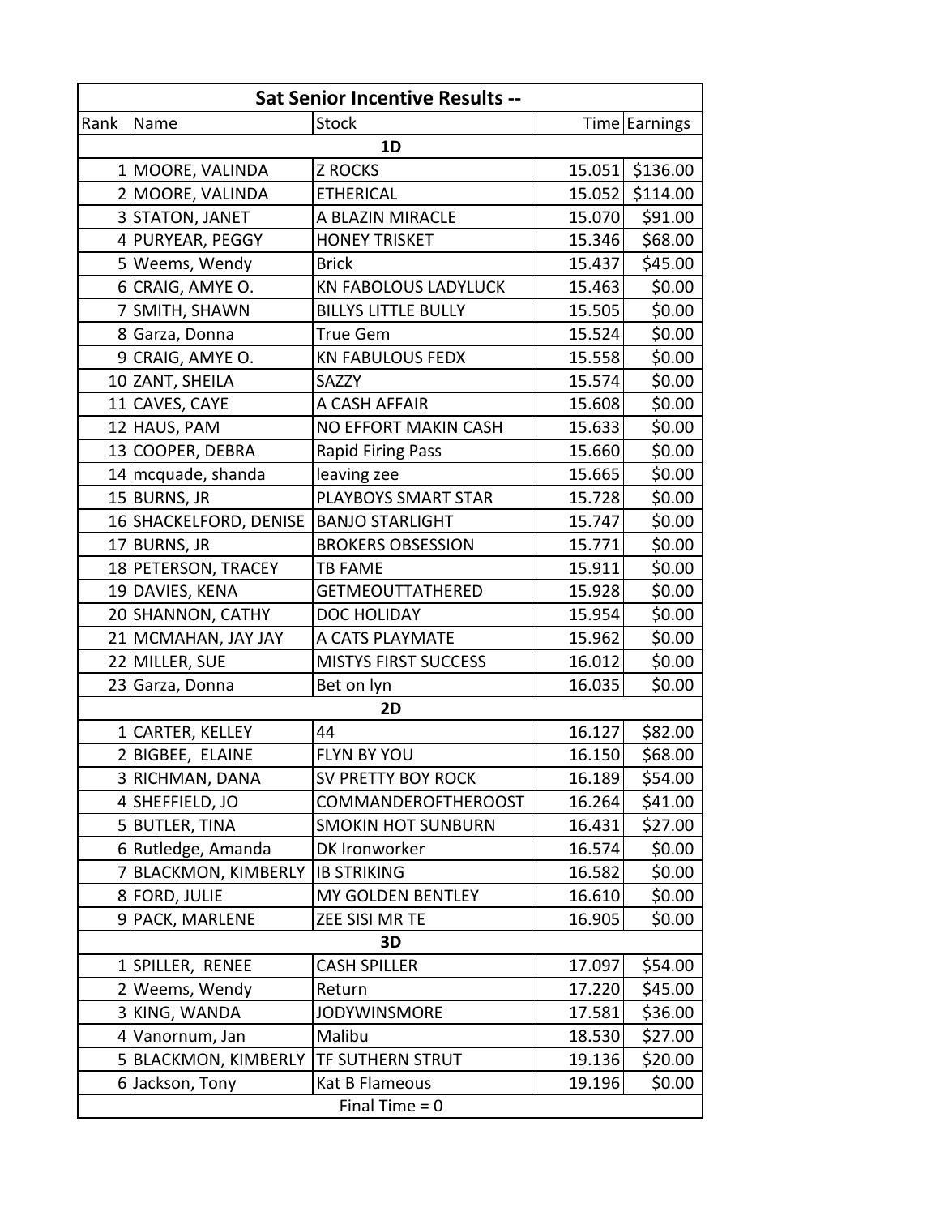| Sat Senior Incentive Results -- | | | | |
|---|---|---|---|---|
| Rank | Name | Stock | Time | Earnings |
| | | 1D | | |
| 1 | MOORE, VALINDA | Z ROCKS | 15.051 | $136.00 |
| 2 | MOORE, VALINDA | ETHERICAL | 15.052 | $114.00 |
| 3 | STATON, JANET | A BLAZIN MIRACLE | 15.070 | $91.00 |
| 4 | PURYEAR, PEGGY | HONEY TRISKET | 15.346 | $68.00 |
| 5 | Weems, Wendy | Brick | 15.437 | $45.00 |
| 6 | CRAIG, AMYE O. | KN FABOLOUS LADYLUCK | 15.463 | $0.00 |
| 7 | SMITH, SHAWN | BILLYS LITTLE BULLY | 15.505 | $0.00 |
| 8 | Garza, Donna | True Gem | 15.524 | $0.00 |
| 9 | CRAIG, AMYE O. | KN FABULOUS FEDX | 15.558 | $0.00 |
| 10 | ZANT, SHEILA | SAZZY | 15.574 | $0.00 |
| 11 | CAVES, CAYE | A CASH AFFAIR | 15.608 | $0.00 |
| 12 | HAUS, PAM | NO EFFORT MAKIN CASH | 15.633 | $0.00 |
| 13 | COOPER, DEBRA | Rapid Firing Pass | 15.660 | $0.00 |
| 14 | mcquade, shanda | leaving zee | 15.665 | $0.00 |
| 15 | BURNS, JR | PLAYBOYS SMART STAR | 15.728 | $0.00 |
| 16 | SHACKELFORD, DENISE | BANJO STARLIGHT | 15.747 | $0.00 |
| 17 | BURNS, JR | BROKERS OBSESSION | 15.771 | $0.00 |
| 18 | PETERSON, TRACEY | TB FAME | 15.911 | $0.00 |
| 19 | DAVIES, KENA | GETMEOUTTATHERED | 15.928 | $0.00 |
| 20 | SHANNON, CATHY | DOC HOLIDAY | 15.954 | $0.00 |
| 21 | MCMAHAN, JAY JAY | A CATS PLAYMATE | 15.962 | $0.00 |
| 22 | MILLER, SUE | MISTYS FIRST SUCCESS | 16.012 | $0.00 |
| 23 | Garza, Donna | Bet on lyn | 16.035 | $0.00 |
| | | 2D | | |
| 1 | CARTER, KELLEY | 44 | 16.127 | $82.00 |
| 2 | BIGBEE, ELAINE | FLYN BY YOU | 16.150 | $68.00 |
| 3 | RICHMAN, DANA | SV PRETTY BOY ROCK | 16.189 | $54.00 |
| 4 | SHEFFIELD, JO | COMMANDEROFTHEROOST | 16.264 | $41.00 |
| 5 | BUTLER, TINA | SMOKIN HOT SUNBURN | 16.431 | $27.00 |
| 6 | Rutledge, Amanda | DK Ironworker | 16.574 | $0.00 |
| 7 | BLACKMON, KIMBERLY | IB STRIKING | 16.582 | $0.00 |
| 8 | FORD, JULIE | MY GOLDEN BENTLEY | 16.610 | $0.00 |
| 9 | PACK, MARLENE | ZEE SISI MR TE | 16.905 | $0.00 |
| | | 3D | | |
| 1 | SPILLER, RENEE | CASH SPILLER | 17.097 | $54.00 |
| 2 | Weems, Wendy | Return | 17.220 | $45.00 |
| 3 | KING, WANDA | JODYWINSMORE | 17.581 | $36.00 |
| 4 | Vanornum, Jan | Malibu | 18.530 | $27.00 |
| 5 | BLACKMON, KIMBERLY | TF SUTHERN STRUT | 19.136 | $20.00 |
| 6 | Jackson, Tony | Kat B Flameous | 19.196 | $0.00 |
| | | Final Time = 0 | | |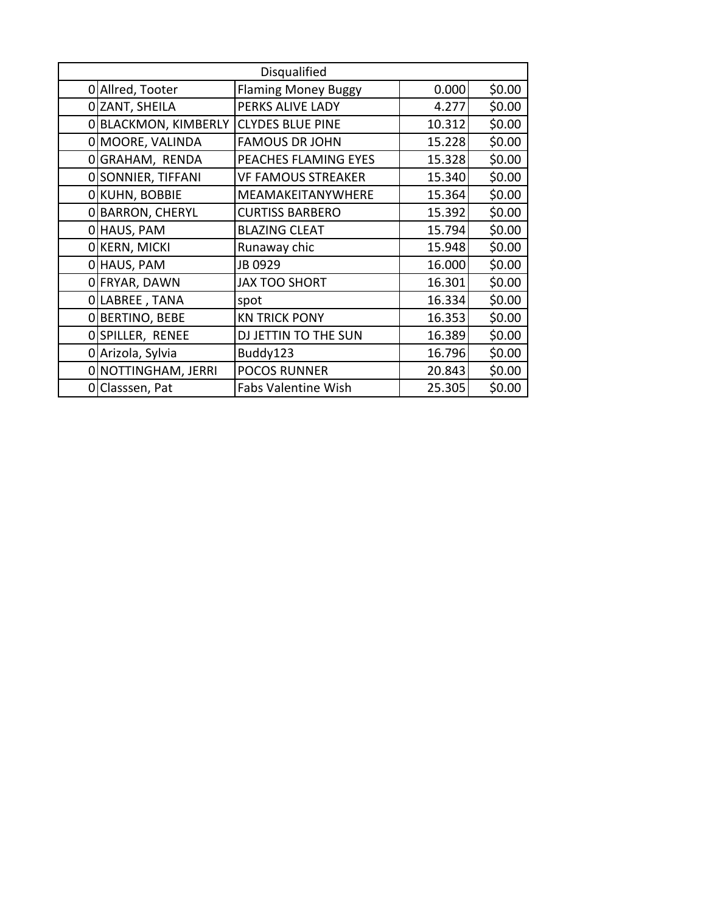| | | | | |
|---|---|---|---|---|
| Disqualified | | | | |
| 0 | Allred, Tooter | Flaming Money Buggy | 0.000 | $0.00 |
| 0 | ZANT, SHEILA | PERKS ALIVE LADY | 4.277 | $0.00 |
| 0 | BLACKMON, KIMBERLY | CLYDES BLUE PINE | 10.312 | $0.00 |
| 0 | MOORE, VALINDA | FAMOUS DR JOHN | 15.228 | $0.00 |
| 0 | GRAHAM, RENDA | PEACHES FLAMING EYES | 15.328 | $0.00 |
| 0 | SONNIER, TIFFANI | VF FAMOUS STREAKER | 15.340 | $0.00 |
| 0 | KUHN, BOBBIE | MEAMAKEITANYWHERE | 15.364 | $0.00 |
| 0 | BARRON, CHERYL | CURTISS BARBERO | 15.392 | $0.00 |
| 0 | HAUS, PAM | BLAZING CLEAT | 15.794 | $0.00 |
| 0 | KERN, MICKI | Runaway chic | 15.948 | $0.00 |
| 0 | HAUS, PAM | JB 0929 | 16.000 | $0.00 |
| 0 | FRYAR, DAWN | JAX TOO SHORT | 16.301 | $0.00 |
| 0 | LABREE , TANA | spot | 16.334 | $0.00 |
| 0 | BERTINO, BEBE | KN TRICK PONY | 16.353 | $0.00 |
| 0 | SPILLER, RENEE | DJ JETTIN TO THE SUN | 16.389 | $0.00 |
| 0 | Arizola, Sylvia | Buddy123 | 16.796 | $0.00 |
| 0 | NOTTINGHAM, JERRI | POCOS RUNNER | 20.843 | $0.00 |
| 0 | Classsen, Pat | Fabs Valentine Wish | 25.305 | $0.00 |